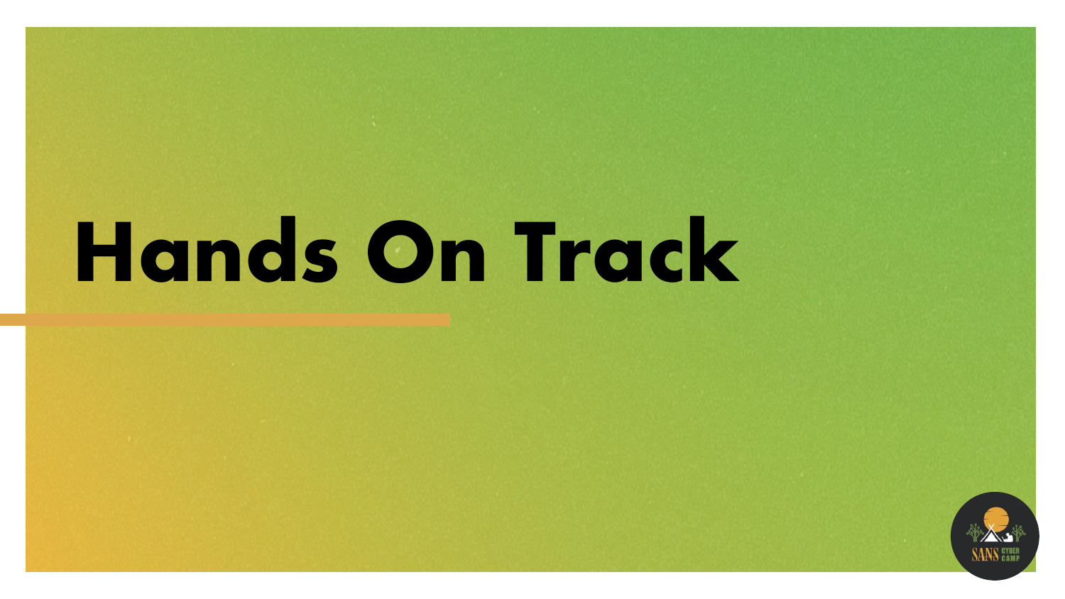# Hands On Track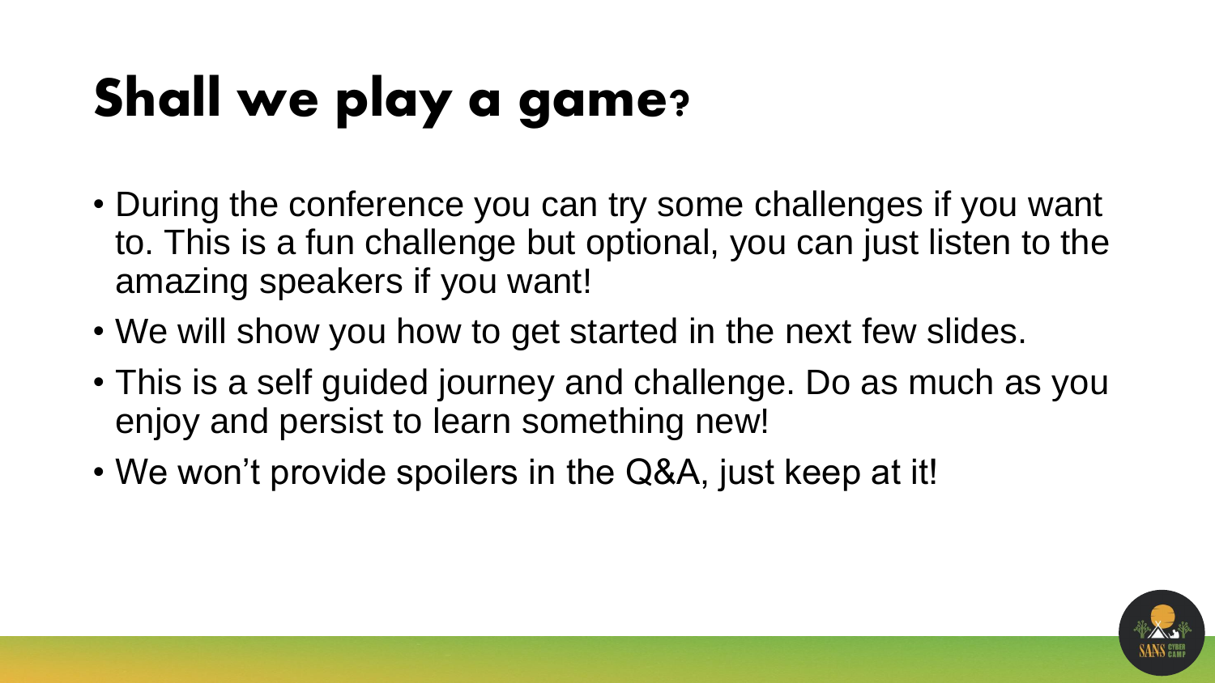# Shall we play a game?

- During the conference you can try some challenges if you want to. This is a fun challenge but optional, you can just listen to the amazing speakers if you want!
- We will show you how to get started in the next few slides.
- This is a self guided journey and challenge. Do as much as you enjoy and persist to learn something new!
- We won't provide spoilers in the Q&A, just keep at it!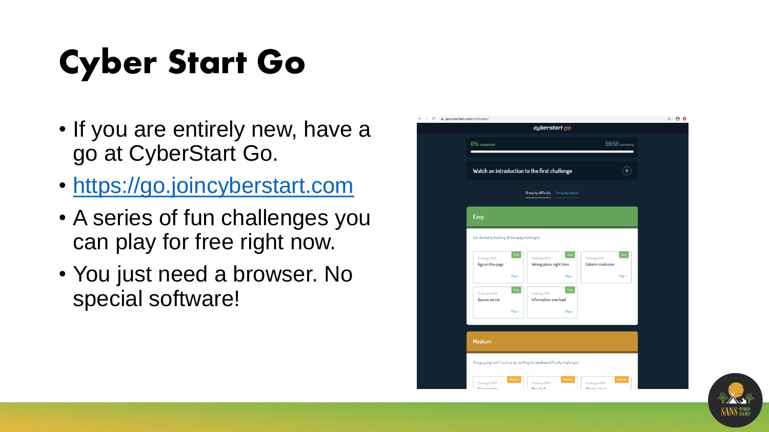# Cyber Start Go

- If you are entirely new, have a go at CyberStart Go.
- https://go.joincyberstart.com
- A series of fun challenges you can play for free right now.
- You just need a browser. No special software!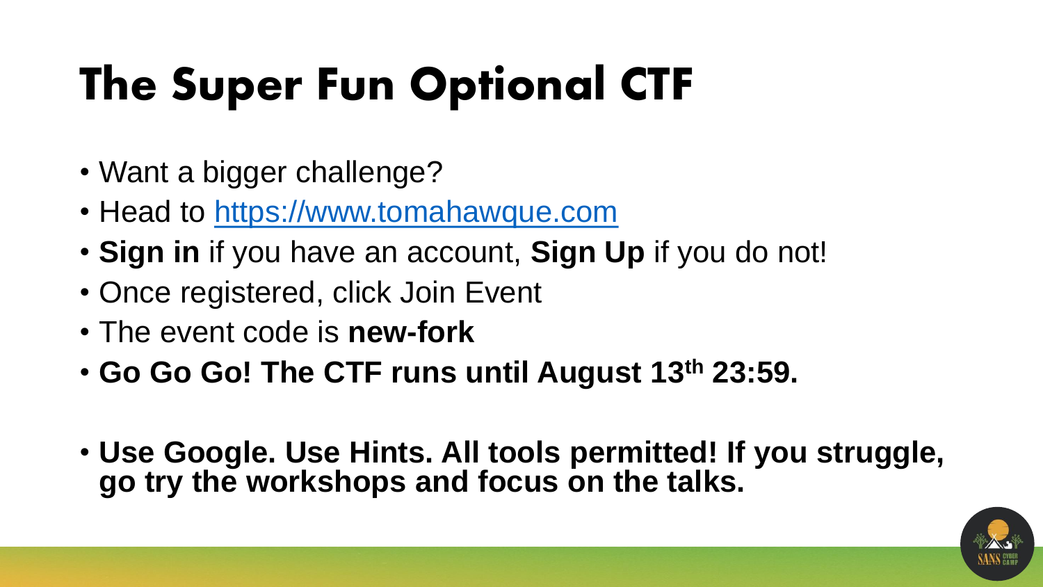# The Super Fun Optional CTF

- Want a bigger challenge?
- Head to [https://www.tomahawque.com](https://www.tomahawque.com)
- **Sign in** if you have an account, **Sign Up** if you do not!
- Once registered, click Join Event
- The event code is **new-fork**
- **Go Go Go! The CTF runs until August 13th 23:59.**

- **Use Google. Use Hints. All tools permitted! If you struggle, go try the workshops and focus on the talks.**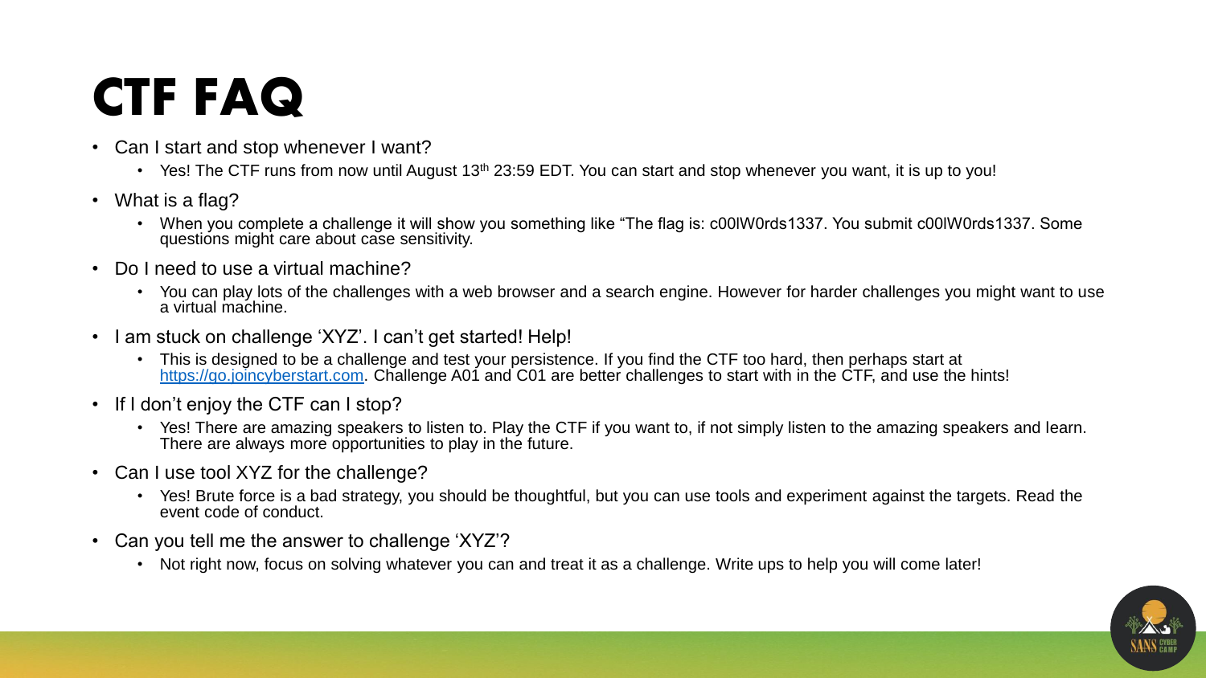# CTF FAQ

- Can I start and stop whenever I want?
  - Yes! The CTF runs from now until August 13th 23:59 EDT. You can start and stop whenever you want, it is up to you!
- What is a flag?
  - When you complete a challenge it will show you something like "The flag is: c00lW0rds1337. You submit c00lW0rds1337. Some questions might care about case sensitivity.
- Do I need to use a virtual machine?
  - You can play lots of the challenges with a web browser and a search engine. However for harder challenges you might want to use a virtual machine.
- I am stuck on challenge 'XYZ'. I can't get started! Help!
  - This is designed to be a challenge and test your persistence. If you find the CTF too hard, then perhaps start at https://go.joincyberstart.com. Challenge A01 and C01 are better challenges to start with in the CTF, and use the hints!
- If I don't enjoy the CTF can I stop?
  - Yes! There are amazing speakers to listen to. Play the CTF if you want to, if not simply listen to the amazing speakers and learn. There are always more opportunities to play in the future.
- Can I use tool XYZ for the challenge?
  - Yes! Brute force is a bad strategy, you should be thoughtful, but you can use tools and experiment against the targets. Read the event code of conduct.
- Can you tell me the answer to challenge 'XYZ'?
  - Not right now, focus on solving whatever you can and treat it as a challenge. Write ups to help you will come later!